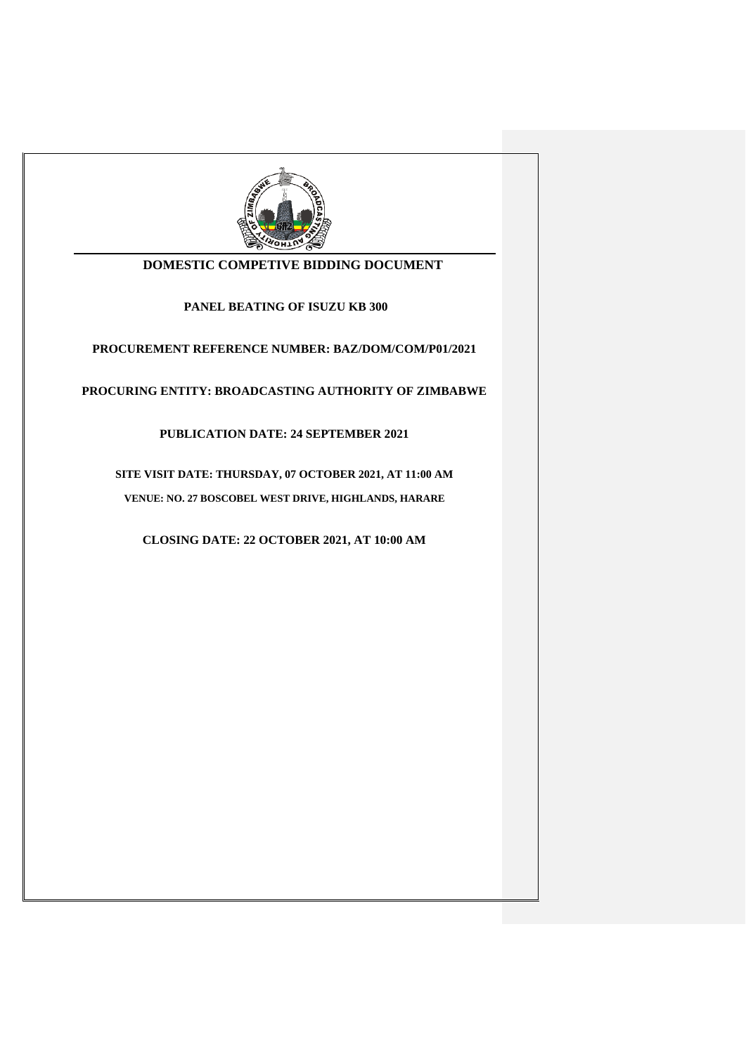# DOMESTIC COMPETIVE BIDDING DOCUMENT

**PANEL BEATING OF ISUZU KB 300**

**PROCUREMENT REFERENCE NUMBER: BAZ/DOM/COM/P01/2021**

**PROCURING ENTITY: BROADCASTING AUTHORITY OF ZIMBABWE**

**PUBLICATION DATE: 24 SEPTEMBER 2021**

**SITE VISIT DATE: THURSDAY, 07 OCTOBER 2021, AT 11:00 AM**

**VENUE: NO. 27 BOSCOBEL WEST DRIVE, HIGHLANDS, HARARE**

**CLOSING DATE: 22 OCTOBER 2021, AT 10:00 AM**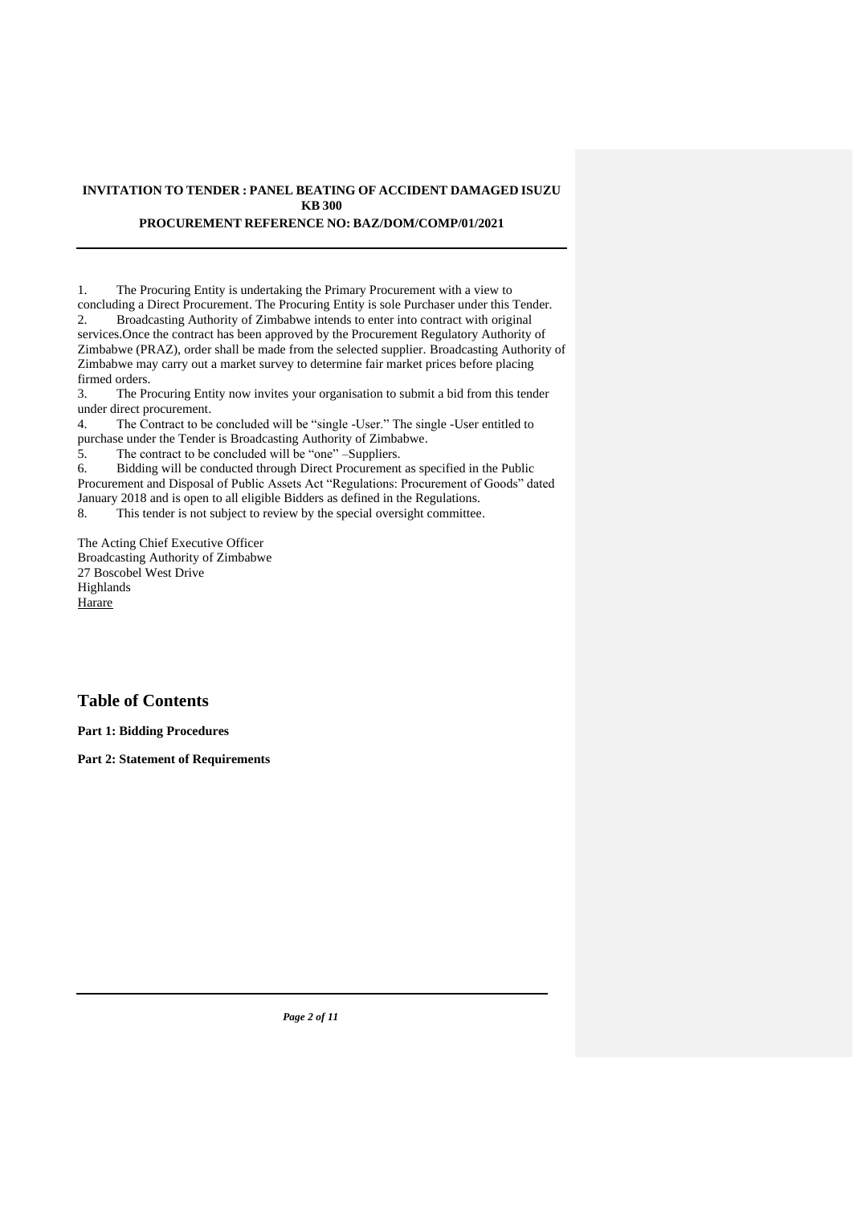**INVITATION TO TENDER : PANEL BEATING OF ACCIDENT DAMAGED ISUZU KB 300**

**PROCUREMENT REFERENCE NO: BAZ/DOM/COMP/01/2021**

---

1. The Procuring Entity is undertaking the Primary Procurement with a view to concluding a Direct Procurement. The Procuring Entity is sole Purchaser under this Tender.
2. Broadcasting Authority of Zimbabwe intends to enter into contract with original services.Once the contract has been approved by the Procurement Regulatory Authority of Zimbabwe (PRAZ), order shall be made from the selected supplier. Broadcasting Authority of Zimbabwe may carry out a market survey to determine fair market prices before placing firmed orders.
3. The Procuring Entity now invites your organisation to submit a bid from this tender under direct procurement.
4. The Contract to be concluded will be "single -User." The single -User entitled to purchase under the Tender is Broadcasting Authority of Zimbabwe.
5. The contract to be concluded will be "one" –Suppliers.
6. Bidding will be conducted through Direct Procurement as specified in the Public Procurement and Disposal of Public Assets Act "Regulations: Procurement of Goods" dated January 2018 and is open to all eligible Bidders as defined in the Regulations.
8. This tender is not subject to review by the special oversight committee.

The Acting Chief Executive Officer
Broadcasting Authority of Zimbabwe
27 Boscobel West Drive
Highlands
Harare

## Table of Contents

**Part 1: Bidding Procedures**

**Part 2: Statement of Requirements**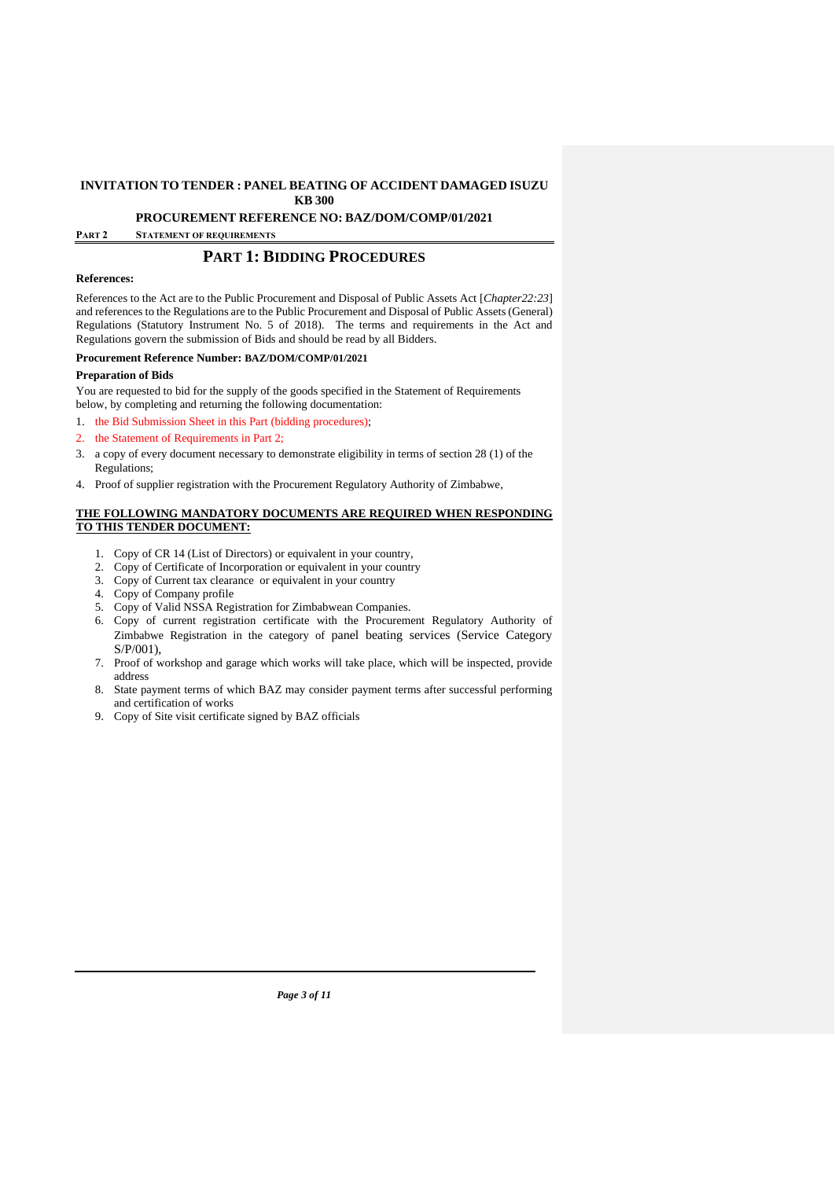**INVITATION TO TENDER : PANEL BEATING OF ACCIDENT DAMAGED ISUZU KB 300**

**PROCUREMENT REFERENCE NO: BAZ/DOM/COMP/01/2021**

**PART 2 STATEMENT OF REQUIREMENTS**

# PART 1: BIDDING PROCEDURES

**References:**

References to the Act are to the Public Procurement and Disposal of Public Assets Act [*Chapter22:23*] and references to the Regulations are to the Public Procurement and Disposal of Public Assets (General) Regulations (Statutory Instrument No. 5 of 2018). The terms and requirements in the Act and Regulations govern the submission of Bids and should be read by all Bidders.

**Procurement Reference Number: BAZ/DOM/COMP/01/2021**

**Preparation of Bids**

You are requested to bid for the supply of the goods specified in the Statement of Requirements below, by completing and returning the following bidding documentation:

1. the Bid Submission Sheet in this Part (bidding procedures);
2. the Statement of Requirements in Part 2;
3. a copy of every document necessary to demonstrate eligibility in terms of section 28 (1) of the Regulations;
4. Proof of supplier registration with the Procurement Regulatory Authority of Zimbabwe,

**THE FOLLOWING MANDATORY DOCUMENTS ARE REQUIRED WHEN RESPONDING TO THIS TENDER DOCUMENT:**

1. Copy of CR 14 (List of Directors) or equivalent in your country,
2. Copy of Certificate of Incorporation or equivalent in your country
3. Copy of Current tax clearance or equivalent in your country
4. Copy of Company profile
5. Copy of Valid NSSA Registration for Zimbabwean Companies.
6. Copy of current registration certificate with the Procurement Regulatory Authority of Zimbabwe Registration in the category of panel beating services (Service Category S/P/001),
7. Proof of workshop and garage which works will take place, which will be inspected, provide address
8. State payment terms of which BAZ may consider payment terms after successful performing and certification of works
9. Copy of Site visit certificate signed by BAZ officials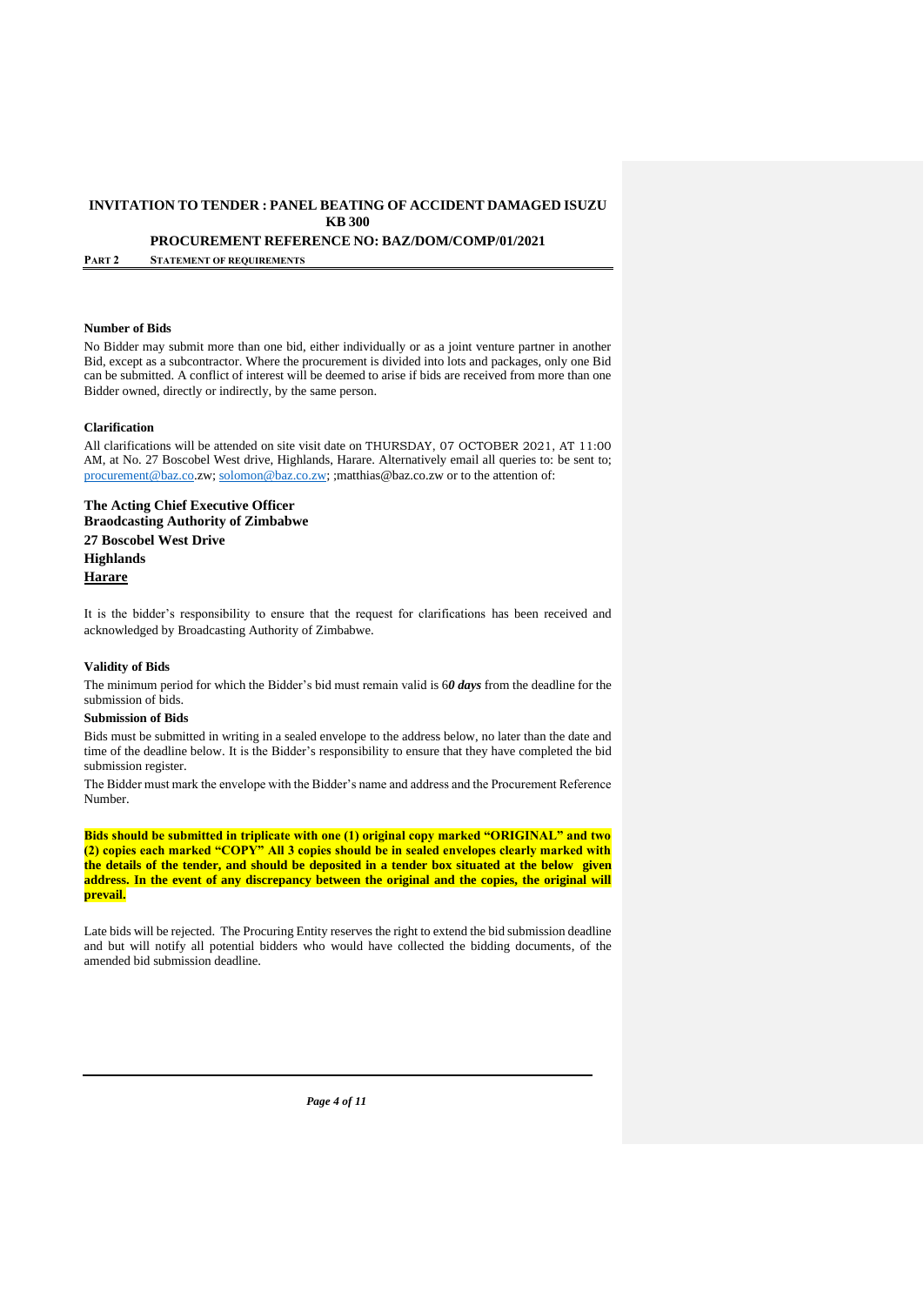# INVITATION TO TENDER : PANEL BEATING OF ACCIDENT DAMAGED ISUZU KB 300

## PROCUREMENT REFERENCE NO: BAZ/DOM/COMP/01/2021

**PART 2 STATEMENT OF REQUIREMENTS**

### Number of Bids

No Bidder may submit more than one bid, either individually or as a joint venture partner in another Bid, except as a subcontractor. Where the procurement is divided into lots and packages, only one Bid can be submitted. A conflict of interest will be deemed to arise if bids are received from more than one Bidder owned, directly or indirectly, by the same person.

### Clarification

All clarifications will be attended on site visit date on THURSDAY, 07 OCTOBER 2021, AT 11:00 AM, at No. 27 Boscobel West drive, Highlands, Harare. Alternatively email all queries to: be sent to; procurement@baz.co.zw; solomon@baz.co.zw; ;matthias@baz.co.zw or to the attention of:

**The Acting Chief Executive Officer**
**Braodcasting Authority of Zimbabwe**
**27 Boscobel West Drive**
**Highlands**
**Harare**

It is the bidder's responsibility to ensure that the request for clarifications has been received and acknowledged by Broadcasting Authority of Zimbabwe.

### Validity of Bids

The minimum period for which the Bidder's bid must remain valid is 6***0 days*** from the deadline for the submission of bids.

### Submission of Bids

Bids must be submitted in writing in a sealed envelope to the address below, no later than the date and time of the deadline below. It is the Bidder's responsibility to ensure that they have completed the bid submission register.

The Bidder must mark the envelope with the Bidder's name and address and the Procurement Reference Number.

**Bids should be submitted in triplicate with one (1) original copy marked "ORIGINAL" and two (2) copies each marked "COPY" All 3 copies should be in sealed envelopes clearly marked with the details of the tender, and should be deposited in a tender box situated at the below given address. In the event of any discrepancy between the original and the copies, the original will prevail.**

Late bids will be rejected. The Procuring Entity reserves the right to extend the bid submission deadline and but will notify all potential bidders who would have collected the bidding documents, of the amended bid submission deadline.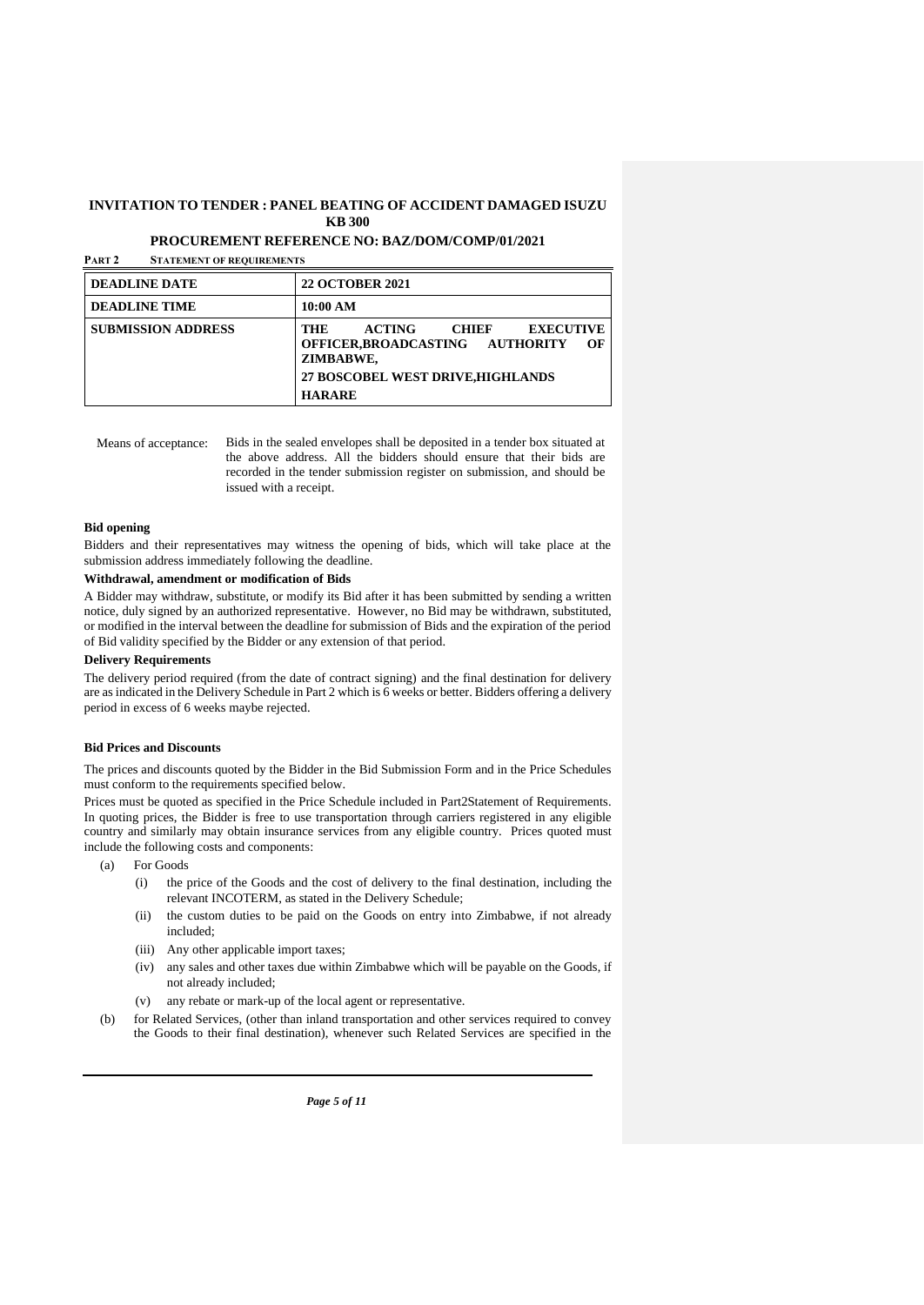**INVITATION TO TENDER : PANEL BEATING OF ACCIDENT DAMAGED ISUZU KB 300**

**PROCUREMENT REFERENCE NO: BAZ/DOM/COMP/01/2021**

**PART 2 STATEMENT OF REQUIREMENTS**

| **DEADLINE DATE** | **22 OCTOBER 2021** |
|---|---|
| **DEADLINE TIME** | **10:00 AM** |
| **SUBMISSION ADDRESS** | **THE ACTING CHIEF EXECUTIVE OFFICER,BROADCASTING AUTHORITY OF ZIMBABWE,** **27 BOSCOBEL WEST DRIVE,HIGHLANDS** **HARARE** |

Means of acceptance: Bids in the sealed envelopes shall be deposited in a tender box situated at the above address. All the bidders should ensure that their bids are recorded in the tender submission register on submission, and should be issued with a receipt.

**Bid opening**

Bidders and their representatives may witness the opening of bids, which will take place at the submission address immediately following the deadline.

**Withdrawal, amendment or modification of Bids**

A Bidder may withdraw, substitute, or modify its Bid after it has been submitted by sending a written notice, duly signed by an authorized representative. However, no Bid may be withdrawn, substituted, or modified in the interval between the deadline for submission of Bids and the expiration of the period of Bid validity specified by the Bidder or any extension of that period.

**Delivery Requirements**

The delivery period required (from the date of contract signing) and the final destination for delivery are as indicated in the Delivery Schedule in Part 2 which is 6 weeks or better. Bidders offering a delivery period in excess of 6 weeks maybe rejected.

**Bid Prices and Discounts**

The prices and discounts quoted by the Bidder in the Bid Submission Form and in the Price Schedules must conform to the requirements specified below.

Prices must be quoted as specified in the Price Schedule included in Part2Statement of Requirements. In quoting prices, the Bidder is free to use transportation through carriers registered in any eligible country and similarly may obtain insurance services from any eligible country. Prices quoted must include the following costs and components:

(a) For Goods
  (i) the price of the Goods and the cost of delivery to the final destination, including the relevant INCOTERM, as stated in the Delivery Schedule;
  (ii) the custom duties to be paid on the Goods on entry into Zimbabwe, if not already included;
  (iii) Any other applicable import taxes;
  (iv) any sales and other taxes due within Zimbabwe which will be payable on the Goods, if not already included;
  (v) any rebate or mark-up of the local agent or representative.

(b) for Related Services, (other than inland transportation and other services required to convey the Goods to their final destination), whenever such Related Services are specified in the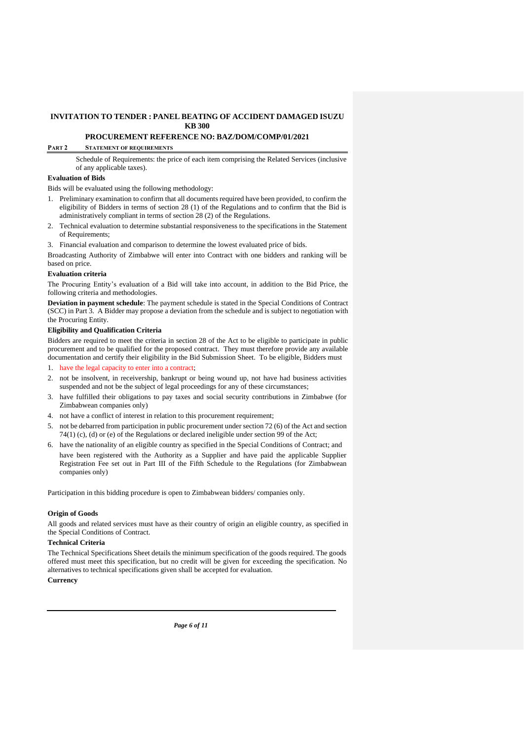**INVITATION TO TENDER : PANEL BEATING OF ACCIDENT DAMAGED ISUZU KB 300**

**PROCUREMENT REFERENCE NO: BAZ/DOM/COMP/01/2021**

**PART 2 STATEMENT OF REQUIREMENTS**

Schedule of Requirements: the price of each item comprising the Related Services (inclusive of any applicable taxes).

**Evaluation of Bids**

Bids will be evaluated using the following methodology:

1. Preliminary examination to confirm that all documents required have been provided, to confirm the eligibility of Bidders in terms of section 28 (1) of the Regulations and to confirm that the Bid is administratively compliant in terms of section 28 (2) of the Regulations.
2. Technical evaluation to determine substantial responsiveness to the specifications in the Statement of Requirements;
3. Financial evaluation and comparison to determine the lowest evaluated price of bids.

Broadcasting Authority of Zimbabwe will enter into Contract with one bidders and ranking will be based on price.

**Evaluation criteria**

The Procuring Entity's evaluation of a Bid will take into account, in addition to the Bid Price, the following criteria and methodologies.

**Deviation in payment schedule**: The payment schedule is stated in the Special Conditions of Contract (SCC) in Part 3. A Bidder may propose a deviation from the schedule and is subject to negotiation with the Procuring Entity.

**Eligibility and Qualification Criteria**

Bidders are required to meet the criteria in section 28 of the Act to be eligible to participate in public procurement and to be qualified for the proposed contract. They must therefore provide any available documentation and certify their eligibility in the Bid Submission Sheet. To be eligible, Bidders must

1. have the legal capacity to enter into a contract;
2. not be insolvent, in receivership, bankrupt or being wound up, not have had business activities suspended and not be the subject of legal proceedings for any of these circumstances;
3. have fulfilled their obligations to pay taxes and social security contributions in Zimbabwe (for Zimbabwean companies only)
4. not have a conflict of interest in relation to this procurement requirement;
5. not be debarred from participation in public procurement under section 72 (6) of the Act and section 74(1) (c), (d) or (e) of the Regulations or declared ineligible under section 99 of the Act;
6. have the nationality of an eligible country as specified in the Special Conditions of Contract; and

   have been registered with the Authority as a Supplier and have paid the applicable Supplier Registration Fee set out in Part III of the Fifth Schedule to the Regulations (for Zimbabwean companies only)

Participation in this bidding procedure is open to Zimbabwean bidders/ companies only.

**Origin of Goods**

All goods and related services must have as their country of origin an eligible country, as specified in the Special Conditions of Contract.

**Technical Criteria**

The Technical Specifications Sheet details the minimum specification of the goods required. The goods offered must meet this specification, but no credit will be given for exceeding the specification. No alternatives to technical specifications given shall be accepted for evaluation.

**Currency**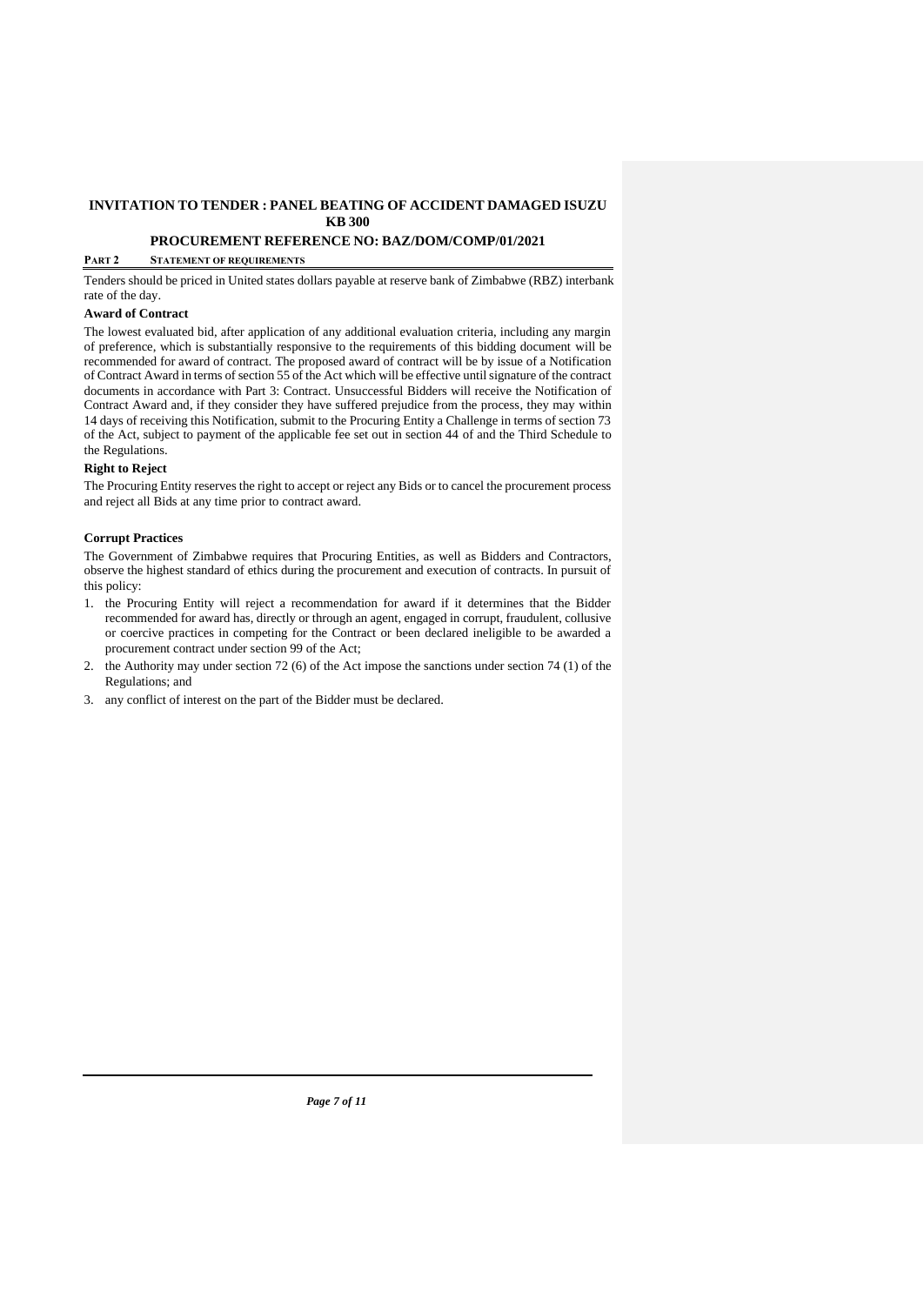**INVITATION TO TENDER : PANEL BEATING OF ACCIDENT DAMAGED ISUZU KB 300**

**PROCUREMENT REFERENCE NO: BAZ/DOM/COMP/01/2021**

**PART 2 STATEMENT OF REQUIREMENTS**

Tenders should be priced in United states dollars payable at reserve bank of Zimbabwe (RBZ) interbank rate of the day.

**Award of Contract**

The lowest evaluated bid, after application of any additional evaluation criteria, including any margin of preference, which is substantially responsive to the requirements of this bidding document will be recommended for award of contract. The proposed award of contract will be by issue of a Notification of Contract Award in terms of section 55 of the Act which will be effective until signature of the contract documents in accordance with Part 3: Contract. Unsuccessful Bidders will receive the Notification of Contract Award and, if they consider they have suffered prejudice from the process, they may within 14 days of receiving this Notification, submit to the Procuring Entity a Challenge in terms of section 73 of the Act, subject to payment of the applicable fee set out in section 44 of and the Third Schedule to the Regulations.

**Right to Reject**

The Procuring Entity reserves the right to accept or reject any Bids or to cancel the procurement process and reject all Bids at any time prior to contract award.

**Corrupt Practices**

The Government of Zimbabwe requires that Procuring Entities, as well as Bidders and Contractors, observe the highest standard of ethics during the procurement and execution of contracts. In pursuit of this policy:

1. the Procuring Entity will reject a recommendation for award if it determines that the Bidder recommended for award has, directly or through an agent, engaged in corrupt, fraudulent, collusive or coercive practices in competing for the Contract or been declared ineligible to be awarded a procurement contract under section 99 of the Act;
2. the Authority may under section 72 (6) of the Act impose the sanctions under section 74 (1) of the Regulations; and
3. any conflict of interest on the part of the Bidder must be declared.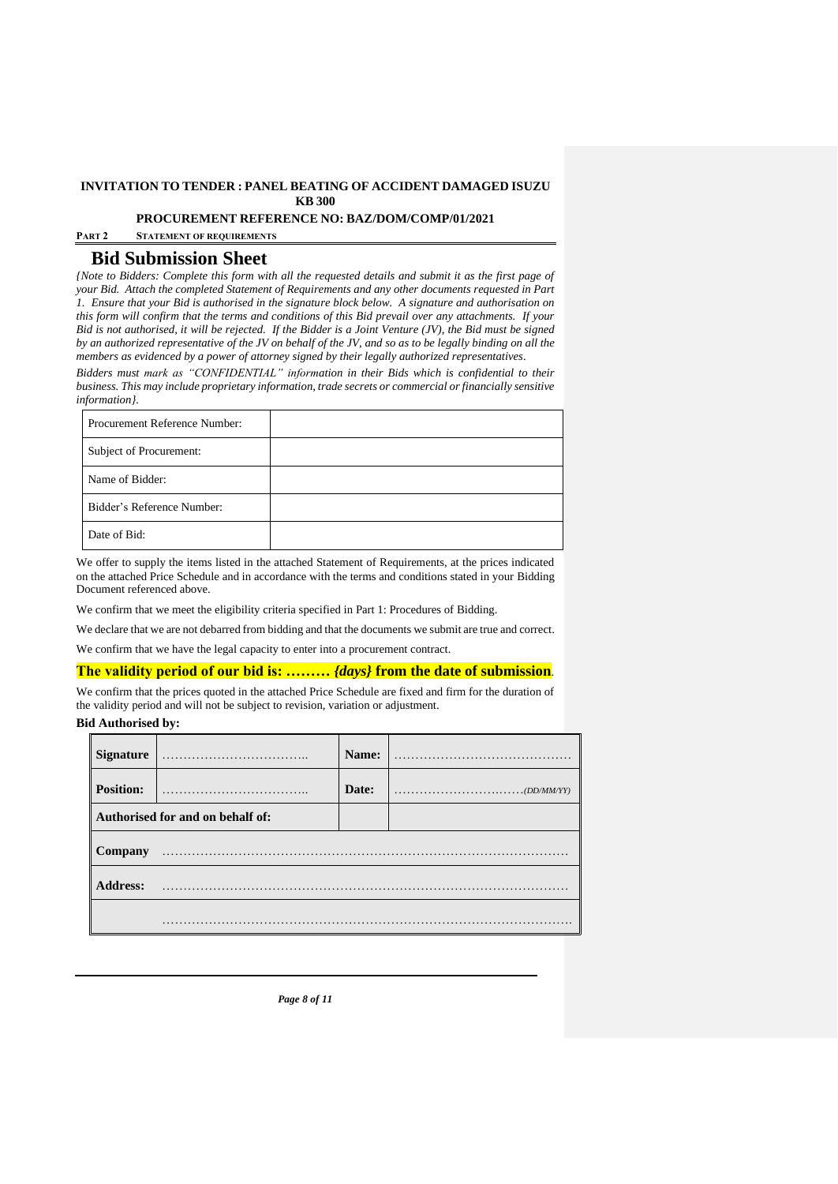**INVITATION TO TENDER : PANEL BEATING OF ACCIDENT DAMAGED ISUZU KB 300**

**PROCUREMENT REFERENCE NO: BAZ/DOM/COMP/01/2021**

**PART 2 STATEMENT OF REQUIREMENTS**

# Bid Submission Sheet

*{Note to Bidders: Complete this form with all the requested details and submit it as the first page of your Bid. Attach the completed Statement of Requirements and any other documents requested in Part 1. Ensure that your Bid is authorised in the signature block below. A signature and authorisation on this form will confirm that the terms and conditions of this Bid prevail over any attachments. If your Bid is not authorised, it will be rejected. If the Bidder is a Joint Venture (JV), the Bid must be signed by an authorized representative of the JV on behalf of the JV, and so as to be legally binding on all the members as evidenced by a power of attorney signed by their legally authorized representatives.*

*Bidders must mark as "CONFIDENTIAL" information in their Bids which is confidential to their business. This may include proprietary information, trade secrets or commercial or financially sensitive information}.*

| | |
|---|---|
| Procurement Reference Number: | |
| Subject of Procurement: | |
| Name of Bidder: | |
| Bidder's Reference Number: | |
| Date of Bid: | |

We offer to supply the items listed in the attached Statement of Requirements, at the prices indicated on the attached Price Schedule and in accordance with the terms and conditions stated in your Bidding Document referenced above.

We confirm that we meet the eligibility criteria specified in Part 1: Procedures of Bidding.

We declare that we are not debarred from bidding and that the documents we submit are true and correct.

We confirm that we have the legal capacity to enter into a procurement contract.

**The validity period of our bid is: ……… *{days}* from the date of submission**.

We confirm that the prices quoted in the attached Price Schedule are fixed and firm for the duration of the validity period and will not be subject to revision, variation or adjustment.

**Bid Authorised by:**

| | | | |
|---|---|---|---|
| **Signature** | …………………………….. | **Name:** | …………………………………… |
| **Position:** | …………………………….. | **Date:** | ………………………….*(DD/MM/YY)* |
| **Authorised for and on behalf of:** | | | |
| **Company** | ………………………………………………………………………………… | | |
| **Address:** | ………………………………………………………………………………… | | |
| | ………………………………………………………………………………… | | |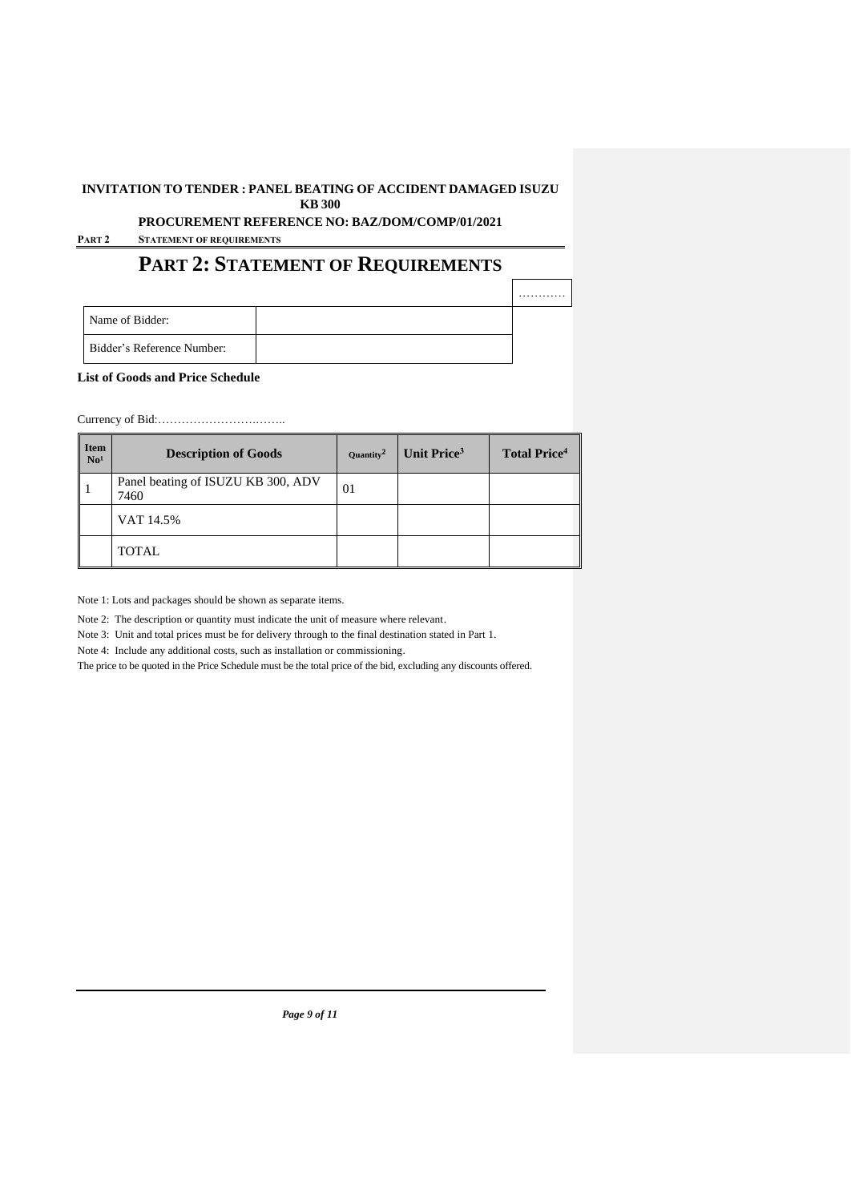# PART 2: STATEMENT OF REQUIREMENTS

…………

| Name of Bidder: | |
|---|---|
| Bidder's Reference Number: | |

**List of Goods and Price Schedule**

Currency of Bid:……………………….……..

| Item No[1] | Description of Goods | Quantity[2] | Unit Price[3] | Total Price[4] |
|---|---|---|---|---|
| 1 | Panel beating of ISUZU KB 300, ADV 7460 | 01 | | |
| | VAT 14.5% | | | |
| | TOTAL | | | |

Note 1: Lots and packages should be shown as separate items.

Note 2: The description or quantity must indicate the unit of measure where relevant.

Note 3: Unit and total prices must be for delivery through to the final destination stated in Part 1.

Note 4: Include any additional costs, such as installation or commissioning.

The price to be quoted in the Price Schedule must be the total price of the bid, excluding any discounts offered.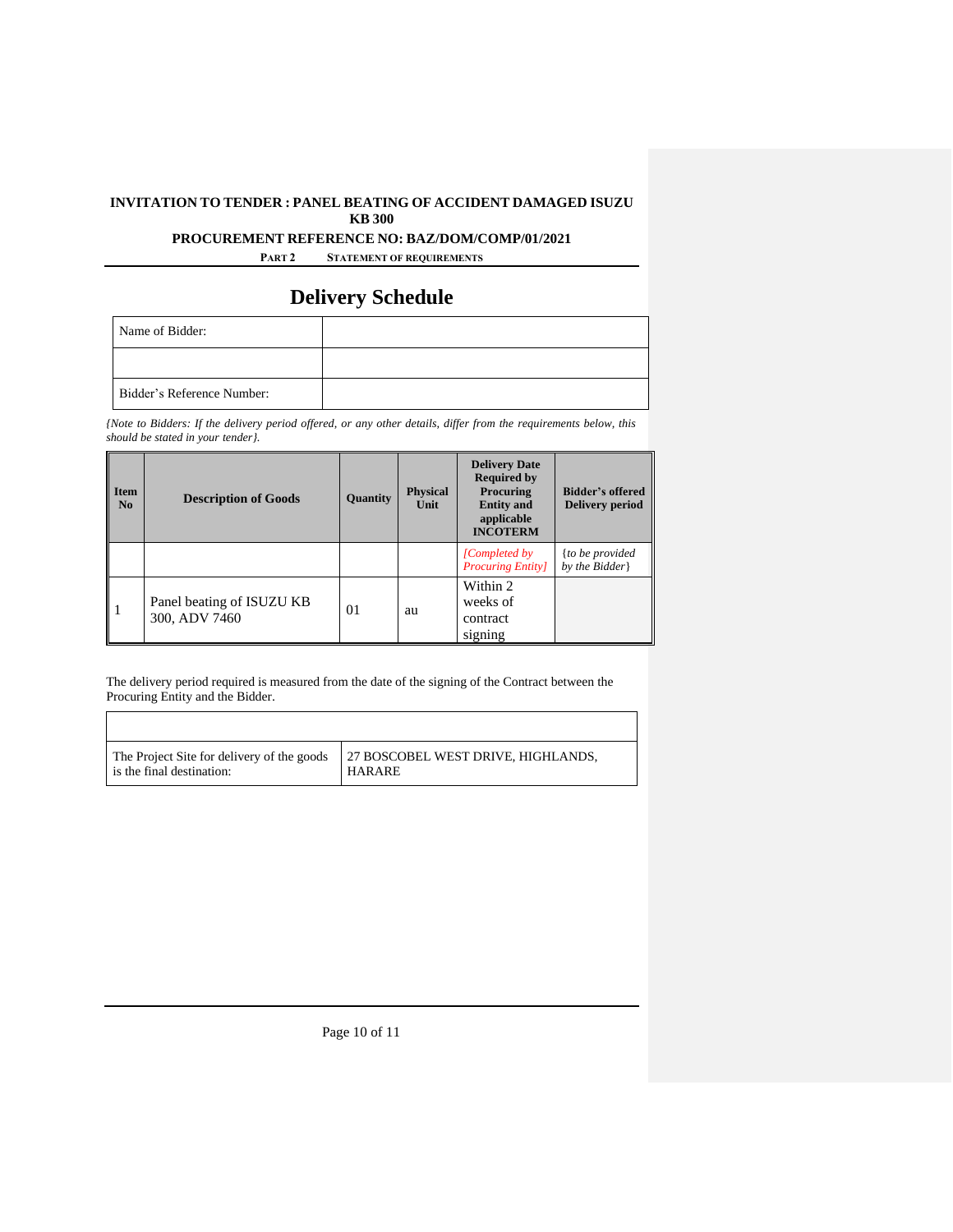# Delivery Schedule

| Name of Bidder: | |
|---|---|
| | |
| Bidder's Reference Number: | |

*{Note to Bidders: If the delivery period offered, or any other details, differ from the requirements below, this should be stated in your tender}.*

| Item No | Description of Goods | Quantity | Physical Unit | Delivery Date Required by Procuring Entity and applicable INCOTERM | Bidder's offered Delivery period |
|---|---|---|---|---|---|
| | | | | *[Completed by Procuring Entity]* | {*to be provided by the Bidder*} |
| 1 | Panel beating of ISUZU KB 300, ADV 7460 | 01 | au | Within 2 weeks of contract signing | |

The delivery period required is measured from the date of the signing of the Contract between the Procuring Entity and the Bidder.

| | |
|---|---|
| The Project Site for delivery of the goods is the final destination: | 27 BOSCOBEL WEST DRIVE, HIGHLANDS, HARARE |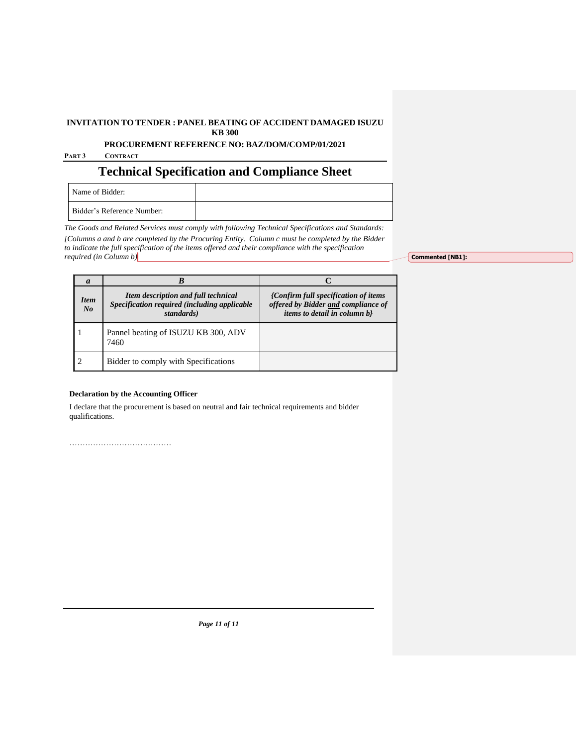**INVITATION TO TENDER : PANEL BEATING OF ACCIDENT DAMAGED ISUZU KB 300**

**PROCUREMENT REFERENCE NO: BAZ/DOM/COMP/01/2021**

**PART 3 CONTRACT**

# Technical Specification and Compliance Sheet

| | |
|---|---|
| Name of Bidder: | |
| Bidder's Reference Number: | |

*The Goods and Related Services must comply with following Technical Specifications and Standards:*

*[Columns a and b are completed by the Procuring Entity. Column c must be completed by the Bidder to indicate the full specification of the items offered and their compliance with the specification required (in Column b)*

**Commented [NB1]:**

| *a* | *B* | C |
|---|---|---|
| ***Item No*** | ***Item description and full technical Specification required (including applicable standards)*** | ***{Confirm full specification of items offered by Bidder and compliance of items to detail in column b}*** |
| 1 | Pannel beating of ISUZU KB 300, ADV 7460 | |
| 2 | Bidder to comply with Specifications | |

**Declaration by the Accounting Officer**

I declare that the procurement is based on neutral and fair technical requirements and bidder qualifications.

…………………………………